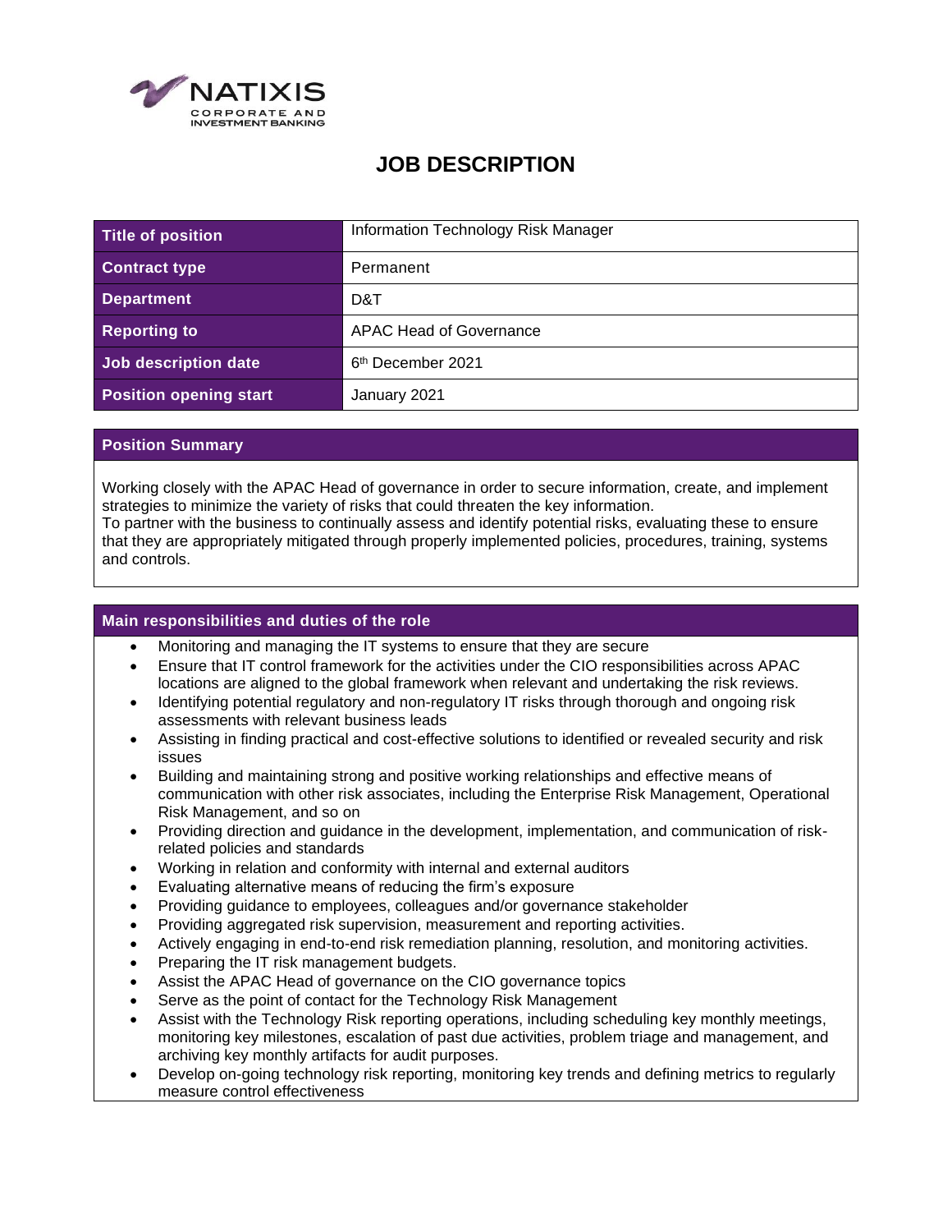NATIXIS
CORPORATE AND
INVESTMENT BANKING

# JOB DESCRIPTION

| Title of position | Information Technology Risk Manager |
| --- | --- |
| Contract type | Permanent |
| Department | D&T |
| Reporting to | APAC Head of Governance |
| Job description date | 6th December 2021 |
| Position opening start | January 2021 |

## Position Summary

Working closely with the APAC Head of governance in order to secure information, create, and implement strategies to minimize the variety of risks that could threaten the key information.
To partner with the business to continually assess and identify potential risks, evaluating these to ensure that they are appropriately mitigated through properly implemented policies, procedures, training, systems and controls.

## Main responsibilities and duties of the role

- Monitoring and managing the IT systems to ensure that they are secure
- Ensure that IT control framework for the activities under the CIO responsibilities across APAC locations are aligned to the global framework when relevant and undertaking the risk reviews.
- Identifying potential regulatory and non-regulatory IT risks through thorough and ongoing risk assessments with relevant business leads
- Assisting in finding practical and cost-effective solutions to identified or revealed security and risk issues
- Building and maintaining strong and positive working relationships and effective means of communication with other risk associates, including the Enterprise Risk Management, Operational Risk Management, and so on
- Providing direction and guidance in the development, implementation, and communication of risk-related policies and standards
- Working in relation and conformity with internal and external auditors
- Evaluating alternative means of reducing the firm's exposure
- Providing guidance to employees, colleagues and/or governance stakeholder
- Providing aggregated risk supervision, measurement and reporting activities.
- Actively engaging in end-to-end risk remediation planning, resolution, and monitoring activities.
- Preparing the IT risk management budgets.
- Assist the APAC Head of governance on the CIO governance topics
- Serve as the point of contact for the Technology Risk Management
- Assist with the Technology Risk reporting operations, including scheduling key monthly meetings, monitoring key milestones, escalation of past due activities, problem triage and management, and archiving key monthly artifacts for audit purposes.
- Develop on-going technology risk reporting, monitoring key trends and defining metrics to regularly measure control effectiveness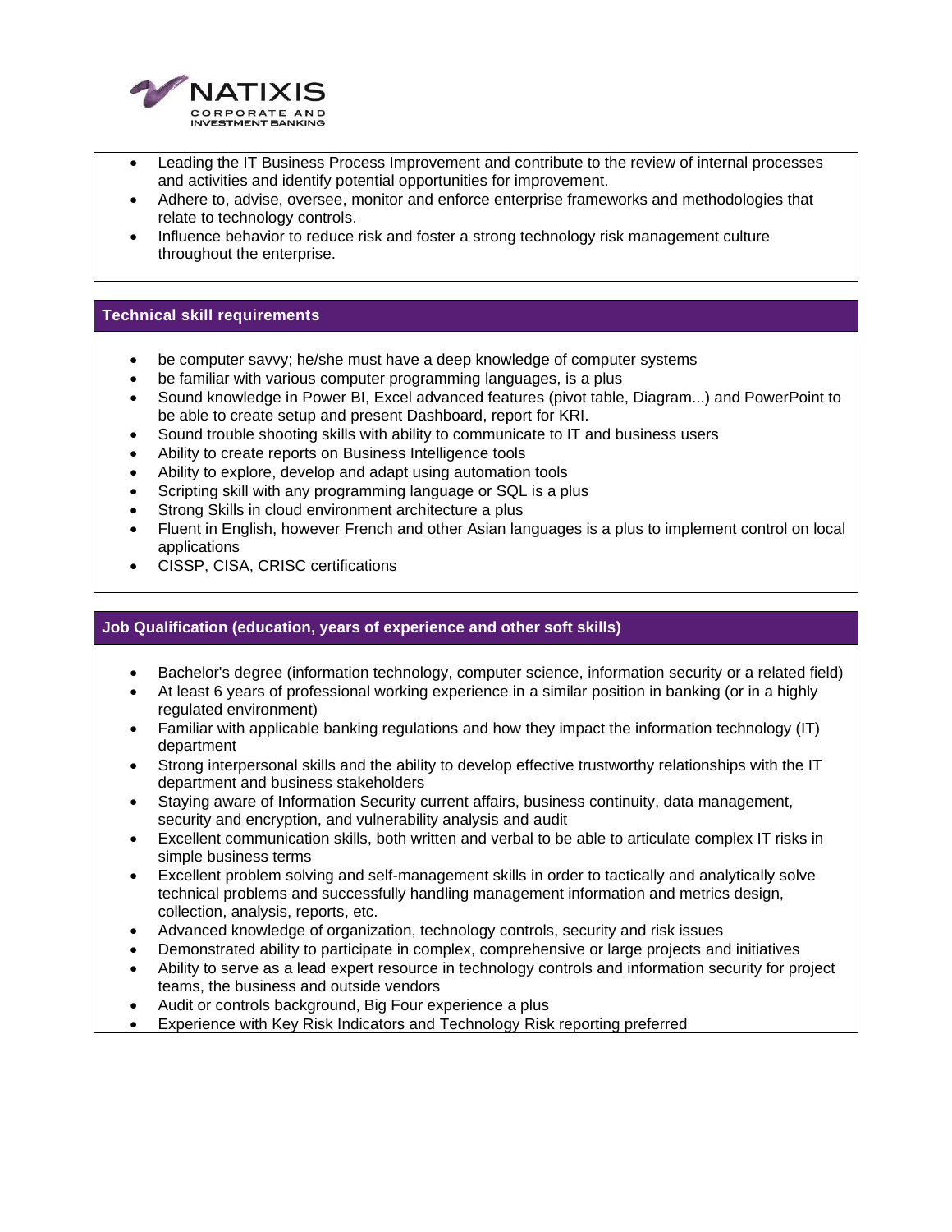- Leading the IT Business Process Improvement and contribute to the review of internal processes and activities and identify potential opportunities for improvement.
- Adhere to, advise, oversee, monitor and enforce enterprise frameworks and methodologies that relate to technology controls.
- Influence behavior to reduce risk and foster a strong technology risk management culture throughout the enterprise.

## Technical skill requirements

- be computer savvy; he/she must have a deep knowledge of computer systems
- be familiar with various computer programming languages, is a plus
- Sound knowledge in Power BI, Excel advanced features (pivot table, Diagram...) and PowerPoint to be able to create setup and present Dashboard, report for KRI.
- Sound trouble shooting skills with ability to communicate to IT and business users
- Ability to create reports on Business Intelligence tools
- Ability to explore, develop and adapt using automation tools
- Scripting skill with any programming language or SQL is a plus
- Strong Skills in cloud environment architecture a plus
- Fluent in English, however French and other Asian languages is a plus to implement control on local applications
- CISSP, CISA, CRISC certifications

## Job Qualification (education, years of experience and other soft skills)

- Bachelor's degree (information technology, computer science, information security or a related field)
- At least 6 years of professional working experience in a similar position in banking (or in a highly regulated environment)
- Familiar with applicable banking regulations and how they impact the information technology (IT) department
- Strong interpersonal skills and the ability to develop effective trustworthy relationships with the IT department and business stakeholders
- Staying aware of Information Security current affairs, business continuity, data management, security and encryption, and vulnerability analysis and audit
- Excellent communication skills, both written and verbal to be able to articulate complex IT risks in simple business terms
- Excellent problem solving and self-management skills in order to tactically and analytically solve technical problems and successfully handling management information and metrics design, collection, analysis, reports, etc.
- Advanced knowledge of organization, technology controls, security and risk issues
- Demonstrated ability to participate in complex, comprehensive or large projects and initiatives
- Ability to serve as a lead expert resource in technology controls and information security for project teams, the business and outside vendors
- Audit or controls background, Big Four experience a plus
- Experience with Key Risk Indicators and Technology Risk reporting preferred